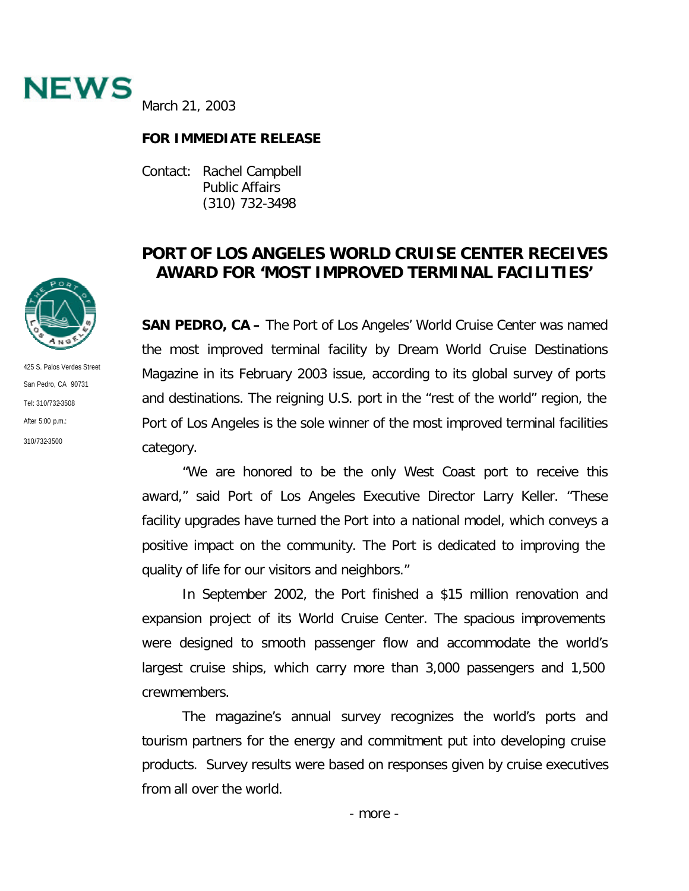# NEWS

March 21, 2003

**FOR IMMEDIATE RELEASE**

Contact: Rachel Campbell
Public Affairs
(310) 732-3498

425 S. Palos Verdes Street
San Pedro, CA 90731
Tel: 310/732-3508
After 5:00 p.m.:
310/732-3500

## PORT OF LOS ANGELES WORLD CRUISE CENTER RECEIVES AWARD FOR 'MOST IMPROVED TERMINAL FACILITIES'

**SAN PEDRO, CA –** The Port of Los Angeles' World Cruise Center was named the most improved terminal facility by Dream World Cruise Destinations Magazine in its February 2003 issue, according to its global survey of ports and destinations. The reigning U.S. port in the "rest of the world" region, the Port of Los Angeles is the sole winner of the most improved terminal facilities category.

"We are honored to be the only West Coast port to receive this award," said Port of Los Angeles Executive Director Larry Keller. "These facility upgrades have turned the Port into a national model, which conveys a positive impact on the community. The Port is dedicated to improving the quality of life for our visitors and neighbors."

In September 2002, the Port finished a $15 million renovation and expansion project of its World Cruise Center. The spacious improvements were designed to smooth passenger flow and accommodate the world's largest cruise ships, which carry more than 3,000 passengers and 1,500 crewmembers.

The magazine's annual survey recognizes the world's ports and tourism partners for the energy and commitment put into developing cruise products. Survey results were based on responses given by cruise executives from all over the world.

- more -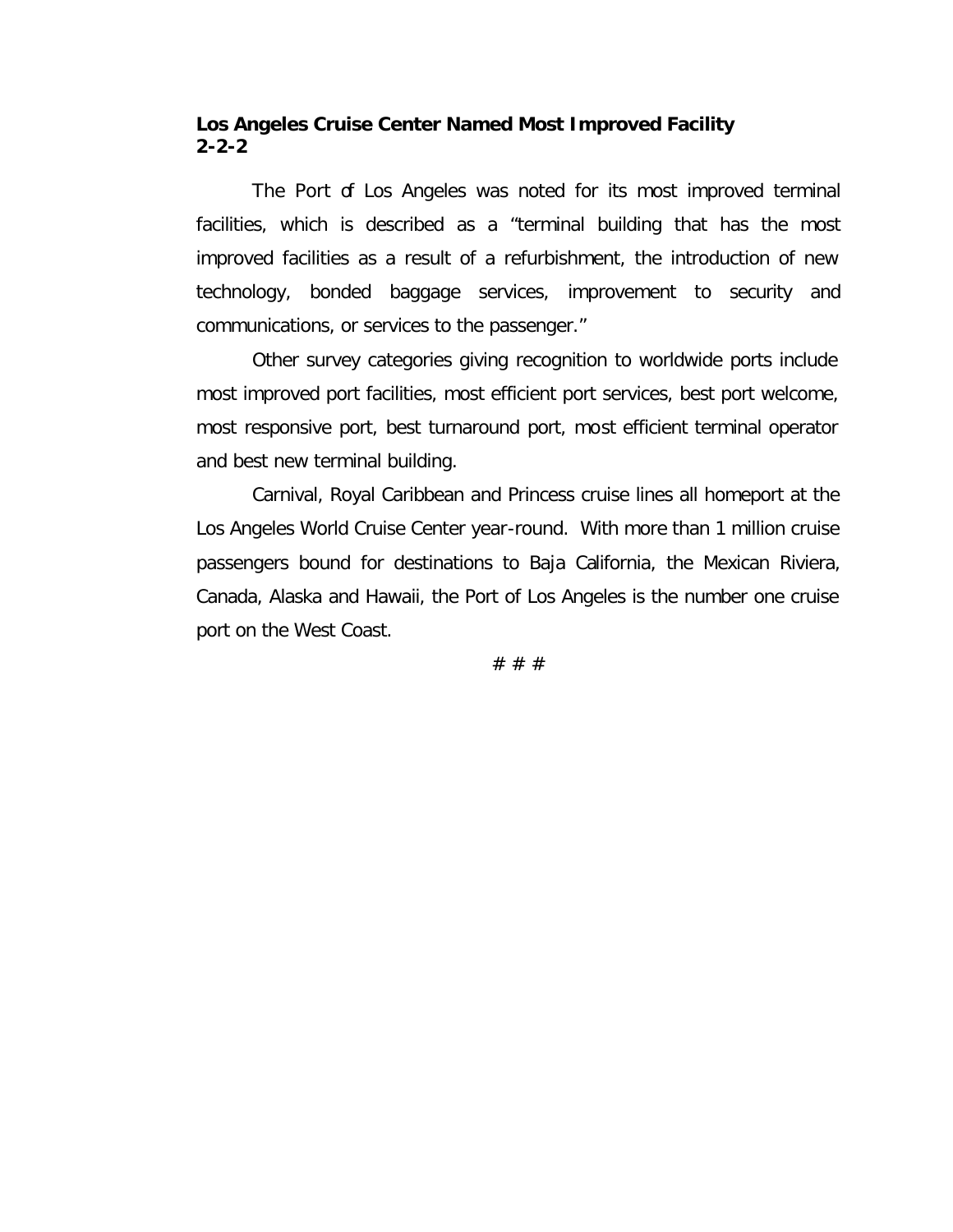**Los Angeles Cruise Center Named Most Improved Facility**
**2-2-2**

The Port of Los Angeles was noted for its most improved terminal facilities, which is described as a "terminal building that has the most improved facilities as a result of a refurbishment, the introduction of new technology, bonded baggage services, improvement to security and communications, or services to the passenger."

Other survey categories giving recognition to worldwide ports include most improved port facilities, most efficient port services, best port welcome, most responsive port, best turnaround port, most efficient terminal operator and best new terminal building.

Carnival, Royal Caribbean and Princess cruise lines all homeport at the Los Angeles World Cruise Center year-round. With more than 1 million cruise passengers bound for destinations to Baja California, the Mexican Riviera, Canada, Alaska and Hawaii, the Port of Los Angeles is the number one cruise port on the West Coast.

# # #